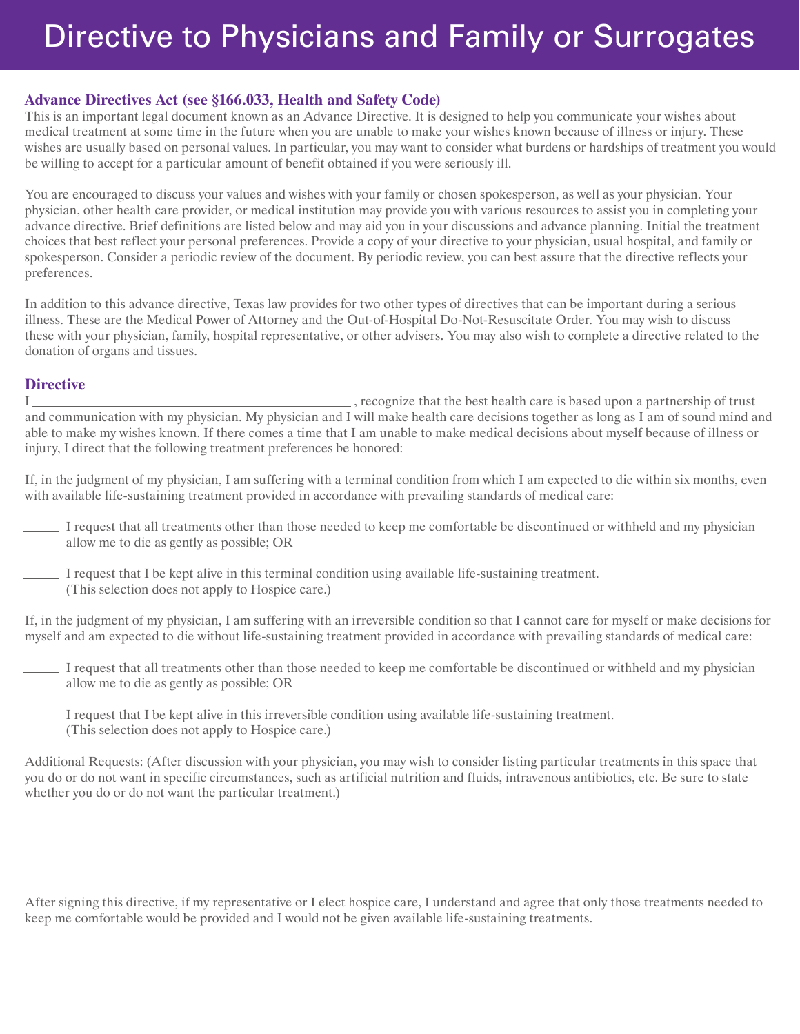# Directive to Physicians and Family or Surrogates

## Advance Directives Act (see §166.033, Health and Safety Code)

This is an important legal document known as an Advance Directive. It is designed to help you communicate your wishes about medical treatment at some time in the future when you are unable to make your wishes known because of illness or injury. These wishes are usually based on personal values. In particular, you may want to consider what burdens or hardships of treatment you would be willing to accept for a particular amount of benefit obtained if you were seriously ill.

You are encouraged to discuss your values and wishes with your family or chosen spokesperson, as well as your physician. Your physician, other health care provider, or medical institution may provide you with various resources to assist you in completing your advance directive. Brief definitions are listed below and may aid you in your discussions and advance planning. Initial the treatment choices that best reflect your personal preferences. Provide a copy of your directive to your physician, usual hospital, and family or spokesperson. Consider a periodic review of the document. By periodic review, you can best assure that the directive reflects your preferences.

In addition to this advance directive, Texas law provides for two other types of directives that can be important during a serious illness. These are the Medical Power of Attorney and the Out-of-Hospital Do-Not-Resuscitate Order. You may wish to discuss these with your physician, family, hospital representative, or other advisers. You may also wish to complete a directive related to the donation of organs and tissues.

## Directive

I ______________________________________________ , recognize that the best health care is based upon a partnership of trust and communication with my physician. My physician and I will make health care decisions together as long as I am of sound mind and able to make my wishes known. If there comes a time that I am unable to make medical decisions about myself because of illness or injury, I direct that the following treatment preferences be honored:

If, in the judgment of my physician, I am suffering with a terminal condition from which I am expected to die within six months, even with available life-sustaining treatment provided in accordance with prevailing standards of medical care:

______ I request that all treatments other than those needed to keep me comfortable be discontinued or withheld and my physician allow me to die as gently as possible; OR

______ I request that I be kept alive in this terminal condition using available life-sustaining treatment. (This selection does not apply to Hospice care.)

If, in the judgment of my physician, I am suffering with an irreversible condition so that I cannot care for myself or make decisions for myself and am expected to die without life-sustaining treatment provided in accordance with prevailing standards of medical care:

______ I request that all treatments other than those needed to keep me comfortable be discontinued or withheld and my physician allow me to die as gently as possible; OR

______ I request that I be kept alive in this irreversible condition using available life-sustaining treatment. (This selection does not apply to Hospice care.)

Additional Requests: (After discussion with your physician, you may wish to consider listing particular treatments in this space that you do or do not want in specific circumstances, such as artificial nutrition and fluids, intravenous antibiotics, etc. Be sure to state whether you do or do not want the particular treatment.)

______________________________________________________________________________

______________________________________________________________________________

______________________________________________________________________________

After signing this directive, if my representative or I elect hospice care, I understand and agree that only those treatments needed to keep me comfortable would be provided and I would not be given available life-sustaining treatments.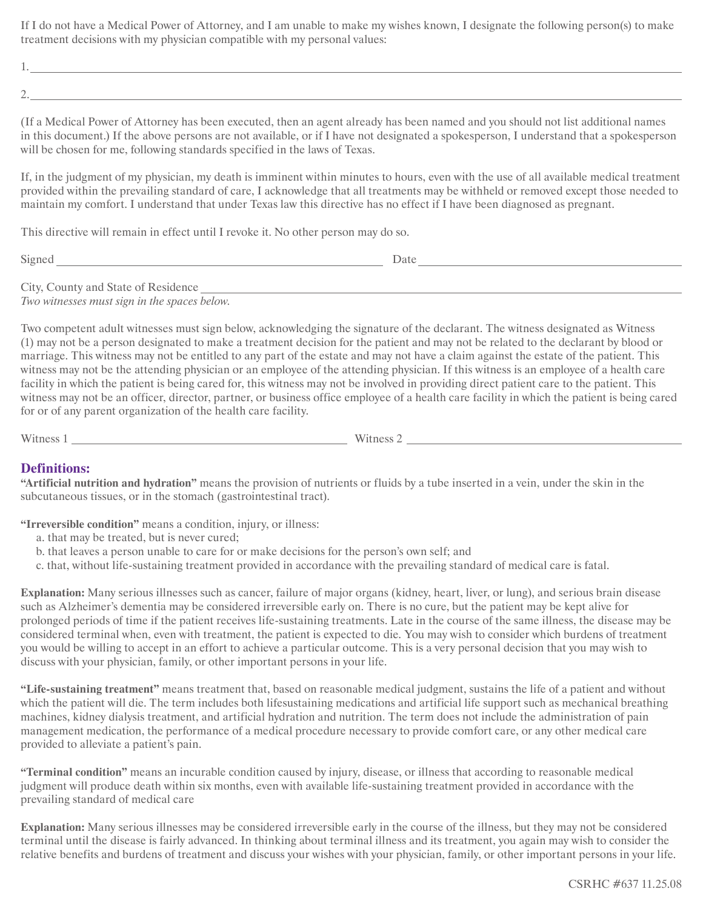If I do not have a Medical Power of Attorney, and I am unable to make my wishes known, I designate the following person(s) to make treatment decisions with my physician compatible with my personal values:

1. ______________________________________________

2. ______________________________________________

(If a Medical Power of Attorney has been executed, then an agent already has been named and you should not list additional names in this document.) If the above persons are not available, or if I have not designated a spokesperson, I understand that a spokesperson will be chosen for me, following standards specified in the laws of Texas.

If, in the judgment of my physician, my death is imminent within minutes to hours, even with the use of all available medical treatment provided within the prevailing standard of care, I acknowledge that all treatments may be withheld or removed except those needed to maintain my comfort. I understand that under Texas law this directive has no effect if I have been diagnosed as pregnant.

This directive will remain in effect until I revoke it. No other person may do so.

Signed ______________________________ Date ______________________________

City, County and State of Residence ______________________________

*Two witnesses must sign in the spaces below.*

Two competent adult witnesses must sign below, acknowledging the signature of the declarant. The witness designated as Witness (1) may not be a person designated to make a treatment decision for the patient and may not be related to the declarant by blood or marriage. This witness may not be entitled to any part of the estate and may not have a claim against the estate of the patient. This witness may not be the attending physician or an employee of the attending physician. If this witness is an employee of a health care facility in which the patient is being cared for, this witness may not be involved in providing direct patient care to the patient. This witness may not be an officer, director, partner, or business office employee of a health care facility in which the patient is being cared for or of any parent organization of the health care facility.

Witness 1 ______________________________ Witness 2 ______________________________

## Definitions:

**"Artificial nutrition and hydration"** means the provision of nutrients or fluids by a tube inserted in a vein, under the skin in the subcutaneous tissues, or in the stomach (gastrointestinal tract).

**"Irreversible condition"** means a condition, injury, or illness:

a. that may be treated, but is never cured;
b. that leaves a person unable to care for or make decisions for the person's own self; and
c. that, without life-sustaining treatment provided in accordance with the prevailing standard of medical care is fatal.

**Explanation:** Many serious illnesses such as cancer, failure of major organs (kidney, heart, liver, or lung), and serious brain disease such as Alzheimer's dementia may be considered irreversible early on. There is no cure, but the patient may be kept alive for prolonged periods of time if the patient receives life-sustaining treatments. Late in the course of the same illness, the disease may be considered terminal when, even with treatment, the patient is expected to die. You may wish to consider which burdens of treatment you would be willing to accept in an effort to achieve a particular outcome. This is a very personal decision that you may wish to discuss with your physician, family, or other important persons in your life.

**"Life-sustaining treatment"** means treatment that, based on reasonable medical judgment, sustains the life of a patient and without which the patient will die. The term includes both lifesustaining medications and artificial life support such as mechanical breathing machines, kidney dialysis treatment, and artificial hydration and nutrition. The term does not include the administration of pain management medication, the performance of a medical procedure necessary to provide comfort care, or any other medical care provided to alleviate a patient's pain.

**"Terminal condition"** means an incurable condition caused by injury, disease, or illness that according to reasonable medical judgment will produce death within six months, even with available life-sustaining treatment provided in accordance with the prevailing standard of medical care

**Explanation:** Many serious illnesses may be considered irreversible early in the course of the illness, but they may not be considered terminal until the disease is fairly advanced. In thinking about terminal illness and its treatment, you again may wish to consider the relative benefits and burdens of treatment and discuss your wishes with your physician, family, or other important persons in your life.

CSRHC #637 11.25.08